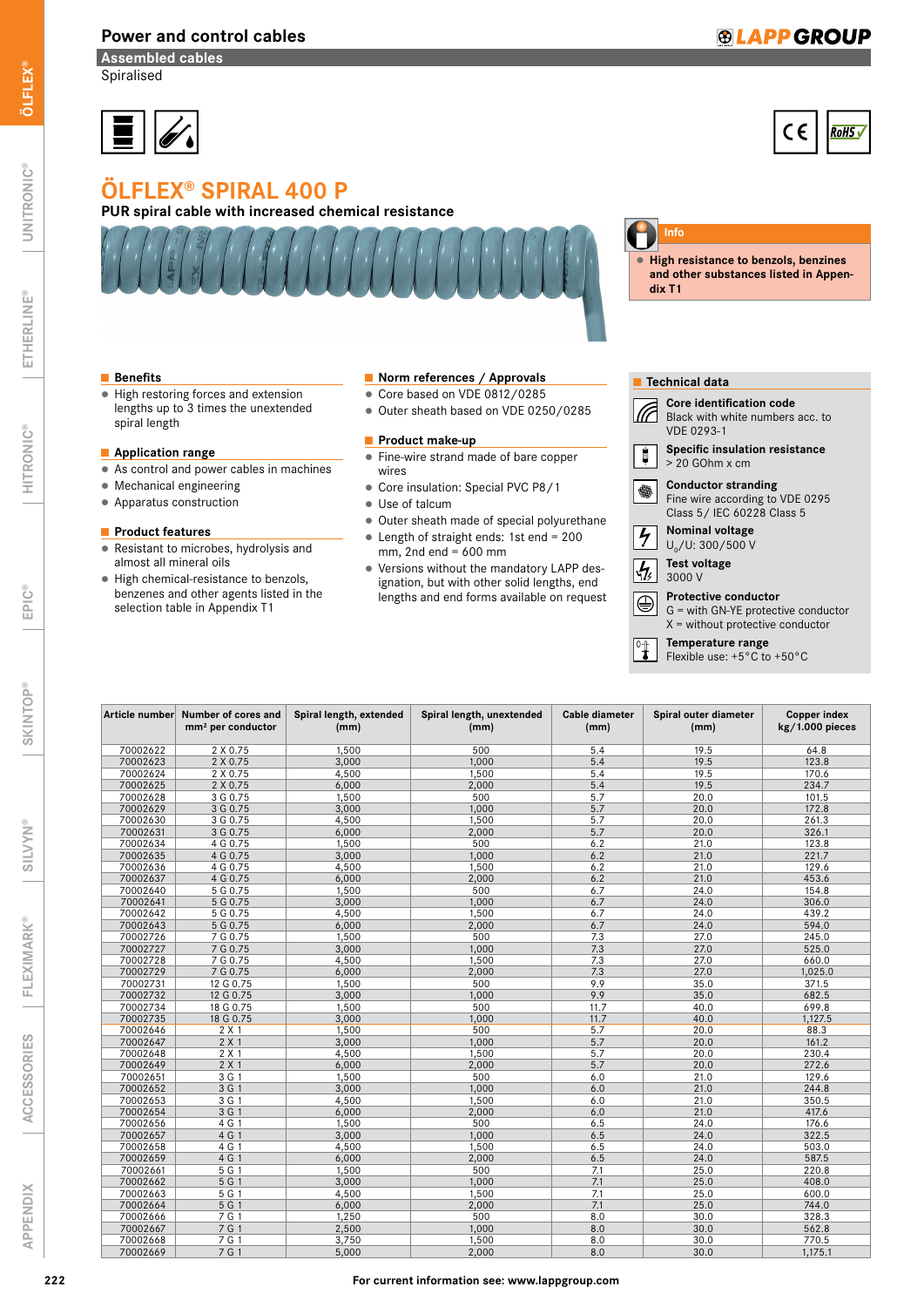# Power and control cables

## Assembled cables

Spiralised

# ÖLFLEX® SPIRAL 400 P

**PUR spiral cable with increased chemical resistance**

**Info**

- **High resistance to benzols, benzines and other substances listed in Appendix T1**

## Benefits

- High restoring forces and extension lengths up to 3 times the unextended spiral length

## Application range

- As control and power cables in machines
- Mechanical engineering
- Apparatus construction

## Product features

- Resistant to microbes, hydrolysis and almost all mineral oils
- High chemical-resistance to benzols, benzenes and other agents listed in the selection table in Appendix T1

## Norm references / Approvals

- Core based on VDE 0812/0285
- Outer sheath based on VDE 0250/0285

## Product make-up

- Fine-wire strand made of bare copper wires
- Core insulation: Special PVC P8/1
- Use of talcum
- Outer sheath made of special polyurethane
- Length of straight ends: 1st end = 200 mm, 2nd end = 600 mm
- Versions without the mandatory LAPP designation, but with other solid lengths, end lengths and end forms available on request

## Technical data

**Core identification code**
Black with white numbers acc. to VDE 0293-1

**Specific insulation resistance**
> 20 GOhm x cm

**Conductor stranding**
Fine wire according to VDE 0295 Class 5/ IEC 60228 Class 5

**Nominal voltage**
$U_0$/U: 300/500 V

**Test voltage**
3000 V

**Protective conductor**
G = with GN-YE protective conductor
X = without protective conductor

**Temperature range**
Flexible use: +5°C to +50°C

| Article number | Number of cores and mm² per conductor | Spiral length, extended (mm) | Spiral length, unextended (mm) | Cable diameter (mm) | Spiral outer diameter (mm) | Copper index kg/1.000 pieces |
|---|---|---|---|---|---|---|
| 70002622 | 2 X 0.75 | 1,500 | 500 | 5.4 | 19.5 | 64.8 |
| 70002623 | 2 X 0.75 | 3,000 | 1,000 | 5.4 | 19.5 | 123.8 |
| 70002624 | 2 X 0.75 | 4,500 | 1,500 | 5.4 | 19.5 | 170.6 |
| 70002625 | 2 X 0.75 | 6,000 | 2,000 | 5.4 | 19.5 | 234.7 |
| 70002628 | 3 G 0.75 | 1,500 | 500 | 5.7 | 20.0 | 101.5 |
| 70002629 | 3 G 0.75 | 3,000 | 1,000 | 5.7 | 20.0 | 172.8 |
| 70002630 | 3 G 0.75 | 4,500 | 1,500 | 5.7 | 20.0 | 261.3 |
| 70002631 | 3 G 0.75 | 6,000 | 2,000 | 5.7 | 20.0 | 326.1 |
| 70002634 | 4 G 0.75 | 1,500 | 500 | 6.2 | 21.0 | 123.8 |
| 70002635 | 4 G 0.75 | 3,000 | 1,000 | 6.2 | 21.0 | 221.7 |
| 70002636 | 4 G 0.75 | 4,500 | 1,500 | 6.2 | 21.0 | 129.6 |
| 70002637 | 4 G 0.75 | 6,000 | 2,000 | 6.2 | 21.0 | 453.6 |
| 70002640 | 5 G 0.75 | 1,500 | 500 | 6.7 | 24.0 | 154.8 |
| 70002641 | 5 G 0.75 | 3,000 | 1,000 | 6.7 | 24.0 | 306.0 |
| 70002642 | 5 G 0.75 | 4,500 | 1,500 | 6.7 | 24.0 | 439.2 |
| 70002643 | 5 G 0.75 | 6,000 | 2,000 | 6.7 | 24.0 | 594.0 |
| 70002726 | 7 G 0.75 | 1,500 | 500 | 7.3 | 27.0 | 245.0 |
| 70002727 | 7 G 0.75 | 3,000 | 1,000 | 7.3 | 27.0 | 525.0 |
| 70002728 | 7 G 0.75 | 4,500 | 1,500 | 7.3 | 27.0 | 660.0 |
| 70002729 | 7 G 0.75 | 6,000 | 2,000 | 7.3 | 27.0 | 1,025.0 |
| 70002731 | 12 G 0.75 | 1,500 | 500 | 9.9 | 35.0 | 371.5 |
| 70002732 | 12 G 0.75 | 3,000 | 1,000 | 9.9 | 35.0 | 682.5 |
| 70002734 | 18 G 0.75 | 1,500 | 500 | 11.7 | 40.0 | 699.8 |
| 70002735 | 18 G 0.75 | 3,000 | 1,000 | 11.7 | 40.0 | 1,127.5 |
| 70002646 | 2 X 1 | 1,500 | 500 | 5.7 | 20.0 | 88.3 |
| 70002647 | 2 X 1 | 3,000 | 1,000 | 5.7 | 20.0 | 161.2 |
| 70002648 | 2 X 1 | 4,500 | 1,500 | 5.7 | 20.0 | 230.4 |
| 70002649 | 2 X 1 | 6,000 | 2,000 | 5.7 | 20.0 | 272.6 |
| 70002651 | 3 G 1 | 1,500 | 500 | 6.0 | 21.0 | 129.6 |
| 70002652 | 3 G 1 | 3,000 | 1,000 | 6.0 | 21.0 | 244.8 |
| 70002653 | 3 G 1 | 4,500 | 1,500 | 6.0 | 21.0 | 350.5 |
| 70002654 | 3 G 1 | 6,000 | 2,000 | 6.0 | 21.0 | 417.6 |
| 70002656 | 4 G 1 | 1,500 | 500 | 6.5 | 24.0 | 176.6 |
| 70002657 | 4 G 1 | 3,000 | 1,000 | 6.5 | 24.0 | 322.5 |
| 70002658 | 4 G 1 | 4,500 | 1,500 | 6.5 | 24.0 | 503.0 |
| 70002659 | 4 G 1 | 6,000 | 2,000 | 6.5 | 24.0 | 587.5 |
| 70002661 | 5 G 1 | 1,500 | 500 | 7.1 | 25.0 | 220.8 |
| 70002662 | 5 G 1 | 3,000 | 1,000 | 7.1 | 25.0 | 408.0 |
| 70002663 | 5 G 1 | 4,500 | 1,500 | 7.1 | 25.0 | 600.0 |
| 70002664 | 5 G 1 | 6,000 | 2,000 | 7.1 | 25.0 | 744.0 |
| 70002666 | 7 G 1 | 1,250 | 500 | 8.0 | 30.0 | 328.3 |
| 70002667 | 7 G 1 | 2,500 | 1,000 | 8.0 | 30.0 | 562.8 |
| 70002668 | 7 G 1 | 3,750 | 1,500 | 8.0 | 30.0 | 770.5 |
| 70002669 | 7 G 1 | 5,000 | 2,000 | 8.0 | 30.0 | 1,175.1 |

For current information see: www.lappgroup.com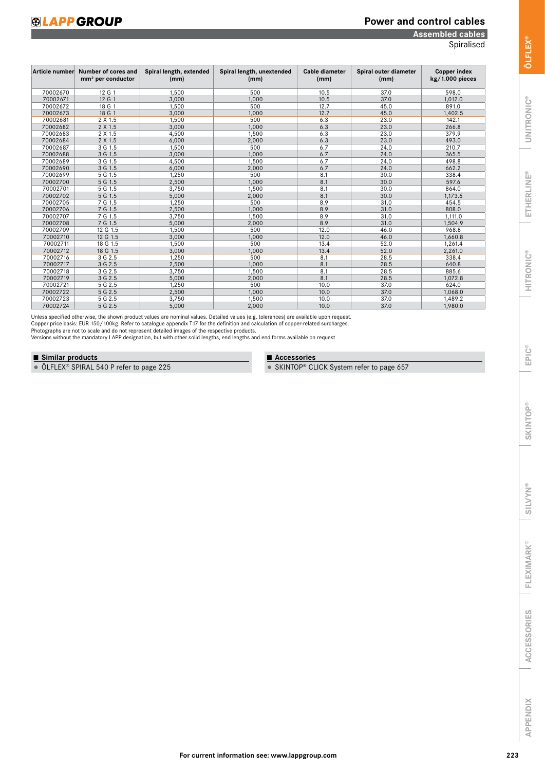| Article number | Number of cores and mm² per conductor | Spiral length, extended (mm) | Spiral length, unextended (mm) | Cable diameter (mm) | Spiral outer diameter (mm) | Copper index kg/1.000 pieces |
|---|---|---|---|---|---|---|
| 70002670 | 12 G 1 | 1,500 | 500 | 10.5 | 37.0 | 598.0 |
| 70002671 | 12 G 1 | 3,000 | 1,000 | 10.5 | 37.0 | 1,012.0 |
| 70002672 | 18 G 1 | 1,500 | 500 | 12.7 | 45.0 | 891.0 |
| 70002673 | 18 G 1 | 3,000 | 1,000 | 12.7 | 45.0 | 1,402.5 |
| 70002681 | 2 X 1.5 | 1,500 | 500 | 6.3 | 23.0 | 142.1 |
| 70002682 | 2 X 1.5 | 3,000 | 1,000 | 6.3 | 23.0 | 266.8 |
| 70002683 | 2 X 1.5 | 4,500 | 1,500 | 6.3 | 23.0 | 379.9 |
| 70002684 | 2 X 1.5 | 6,000 | 2,000 | 6.3 | 23.0 | 493.0 |
| 70002687 | 3 G 1.5 | 1,500 | 500 | 6.7 | 24.0 | 210.7 |
| 70002688 | 3 G 1.5 | 3,000 | 1,000 | 6.7 | 24.0 | 365.5 |
| 70002689 | 3 G 1.5 | 4,500 | 1,500 | 6.7 | 24.0 | 498.8 |
| 70002690 | 3 G 1.5 | 6,000 | 2,000 | 6.7 | 24.0 | 662.2 |
| 70002699 | 5 G 1.5 | 1,250 | 500 | 8.1 | 30.0 | 338.4 |
| 70002700 | 5 G 1.5 | 2,500 | 1,000 | 8.1 | 30.0 | 597.6 |
| 70002701 | 5 G 1.5 | 3,750 | 1,500 | 8.1 | 30.0 | 864.0 |
| 70002702 | 5 G 1.5 | 5,000 | 2,000 | 8.1 | 30.0 | 1,173.6 |
| 70002705 | 7 G 1.5 | 1,250 | 500 | 8.9 | 31.0 | 454.5 |
| 70002706 | 7 G 1.5 | 2,500 | 1,000 | 8.9 | 31.0 | 808.0 |
| 70002707 | 7 G 1.5 | 3,750 | 1,500 | 8.9 | 31.0 | 1,111.0 |
| 70002708 | 7 G 1.5 | 5,000 | 2,000 | 8.9 | 31.0 | 1,504.9 |
| 70002709 | 12 G 1.5 | 1,500 | 500 | 12.0 | 46.0 | 968.8 |
| 70002710 | 12 G 1.5 | 3,000 | 1,000 | 12.0 | 46.0 | 1,660.8 |
| 70002711 | 18 G 1.5 | 1,500 | 500 | 13.4 | 52.0 | 1,261.4 |
| 70002712 | 18 G 1.5 | 3,000 | 1,000 | 13.4 | 52.0 | 2,261.0 |
| 70002716 | 3 G 2.5 | 1,250 | 500 | 8.1 | 28.5 | 338.4 |
| 70002717 | 3 G 2.5 | 2,500 | 1,000 | 8.1 | 28.5 | 640.8 |
| 70002718 | 3 G 2.5 | 3,750 | 1,500 | 8.1 | 28.5 | 885.6 |
| 70002719 | 3 G 2.5 | 5,000 | 2,000 | 8.1 | 28.5 | 1,072.8 |
| 70002721 | 5 G 2.5 | 1,250 | 500 | 10.0 | 37.0 | 624.0 |
| 70002722 | 5 G 2.5 | 2,500 | 1,000 | 10.0 | 37.0 | 1,068.0 |
| 70002723 | 5 G 2.5 | 3,750 | 1,500 | 10.0 | 37.0 | 1,489.2 |
| 70002724 | 5 G 2.5 | 5,000 | 2,000 | 10.0 | 37.0 | 1,980.0 |

Unless specified otherwise, the shown product values are nominal values. Detailed values (e.g. tolerances) are available upon request.
Copper price basis: EUR 150/100kg. Refer to catalogue appendix T17 for the definition and calculation of copper-related surcharges.
Photographs are not to scale and do not represent detailed images of the respective products.
Versions without the mandatory LAPP designation, but with other solid lengths, end lengths and end forms available on request

## Similar products

- ÖLFLEX® SPIRAL 540 P refer to page 225

## Accessories

- SKINTOP® CLICK System refer to page 657